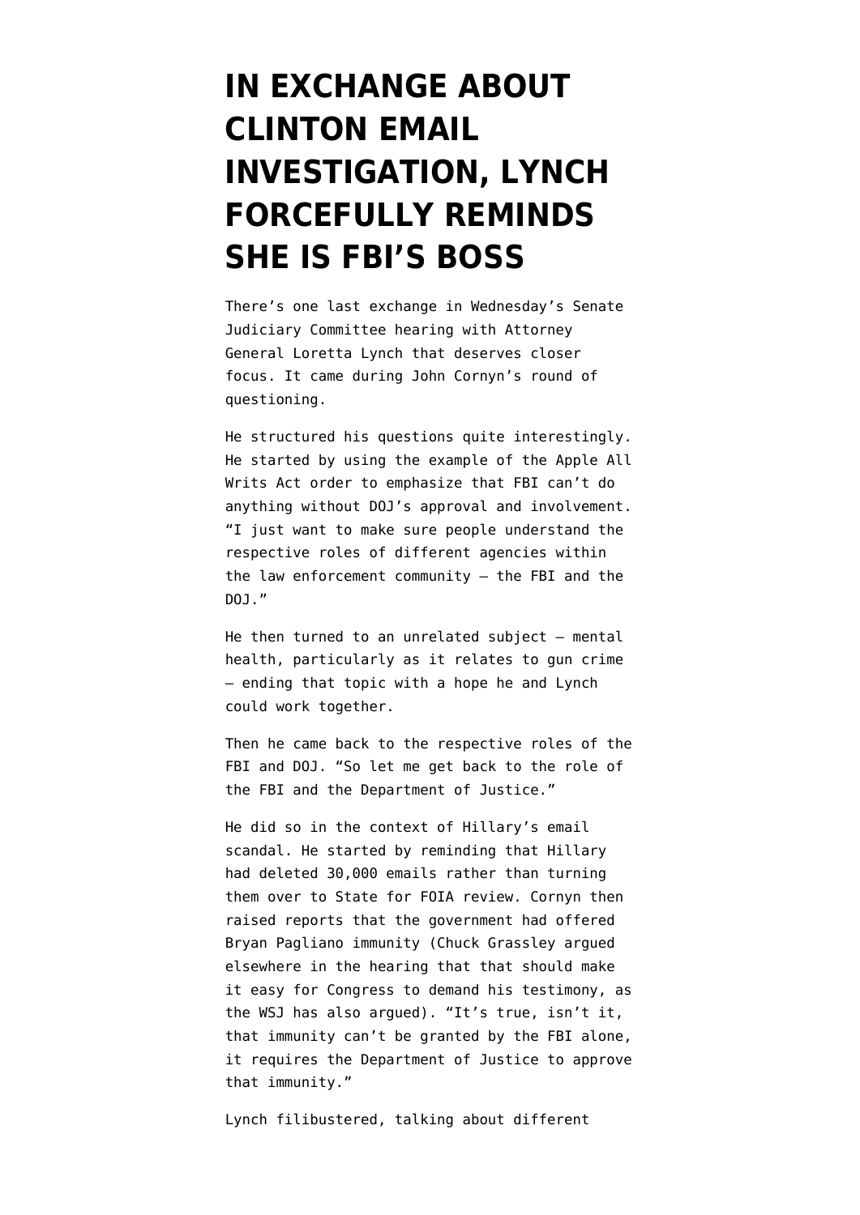# IN EXCHANGE ABOUT CLINTON EMAIL INVESTIGATION, LYNCH FORCEFULLY REMINDS SHE IS FBI'S BOSS

There's one last exchange in Wednesday's Senate Judiciary Committee hearing with Attorney General Loretta Lynch that deserves closer focus. It came during John Cornyn's round of questioning.

He structured his questions quite interestingly. He started by using the example of the Apple All Writs Act order to emphasize that FBI can't do anything without DOJ's approval and involvement. "I just want to make sure people understand the respective roles of different agencies within the law enforcement community — the FBI and the DOJ."

He then turned to an unrelated subject — mental health, particularly as it relates to gun crime — ending that topic with a hope he and Lynch could work together.

Then he came back to the respective roles of the FBI and DOJ. "So let me get back to the role of the FBI and the Department of Justice."

He did so in the context of Hillary's email scandal. He started by reminding that Hillary had deleted 30,000 emails rather than turning them over to State for FOIA review. Cornyn then raised reports that the government had offered Bryan Pagliano immunity (Chuck Grassley argued elsewhere in the hearing that that should make it easy for Congress to demand his testimony, as the WSJ has also argued). "It's true, isn't it, that immunity can't be granted by the FBI alone, it requires the Department of Justice to approve that immunity."

Lynch filibustered, talking about different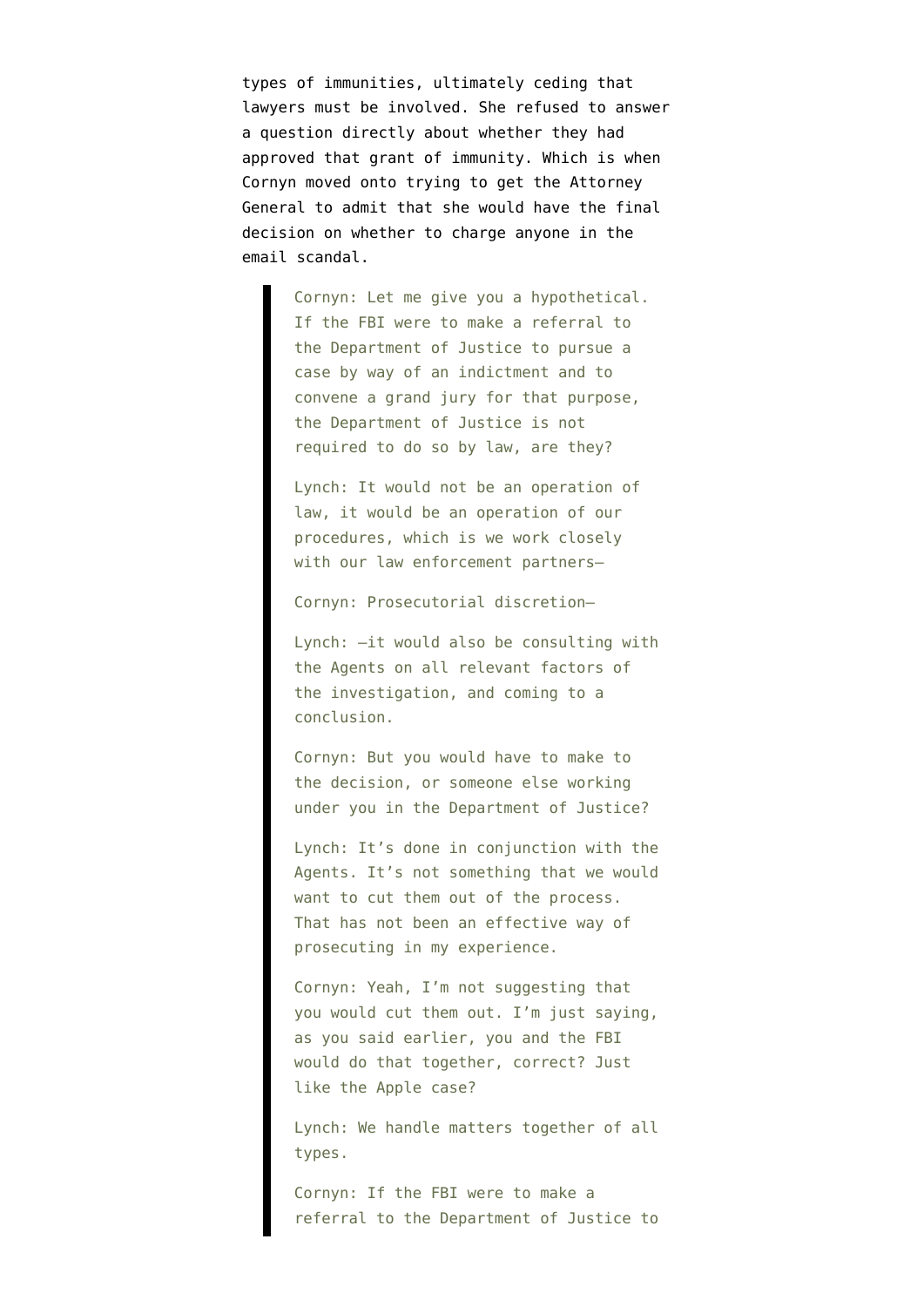types of immunities, ultimately ceding that lawyers must be involved. She refused to answer a question directly about whether they had approved that grant of immunity. Which is when Cornyn moved onto trying to get the Attorney General to admit that she would have the final decision on whether to charge anyone in the email scandal.

> Cornyn: Let me give you a hypothetical. If the FBI were to make a referral to the Department of Justice to pursue a case by way of an indictment and to convene a grand jury for that purpose, the Department of Justice is not required to do so by law, are they?
>
> Lynch: It would not be an operation of law, it would be an operation of our procedures, which is we work closely with our law enforcement partners—
>
> Cornyn: Prosecutorial discretion—
>
> Lynch: —it would also be consulting with the Agents on all relevant factors of the investigation, and coming to a conclusion.
>
> Cornyn: But you would have to make to the decision, or someone else working under you in the Department of Justice?
>
> Lynch: It's done in conjunction with the Agents. It's not something that we would want to cut them out of the process. That has not been an effective way of prosecuting in my experience.
>
> Cornyn: Yeah, I'm not suggesting that you would cut them out. I'm just saying, as you said earlier, you and the FBI would do that together, correct? Just like the Apple case?
>
> Lynch: We handle matters together of all types.
>
> Cornyn: If the FBI were to make a referral to the Department of Justice to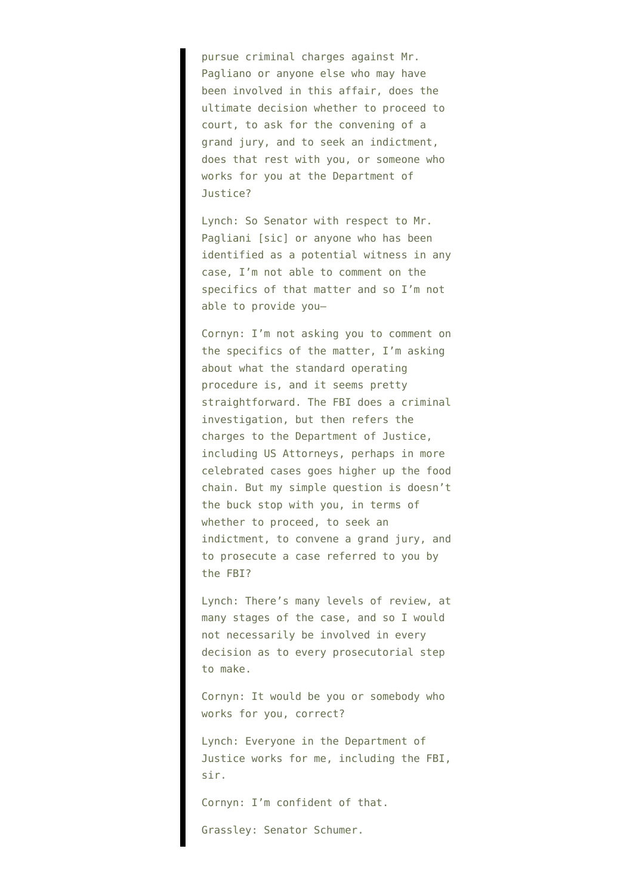> pursue criminal charges against Mr. Pagliano or anyone else who may have been involved in this affair, does the ultimate decision whether to proceed to court, to ask for the convening of a grand jury, and to seek an indictment, does that rest with you, or someone who works for you at the Department of Justice?
>
> Lynch: So Senator with respect to Mr. Pagliani [sic] or anyone who has been identified as a potential witness in any case, I'm not able to comment on the specifics of that matter and so I'm not able to provide you–
>
> Cornyn: I'm not asking you to comment on the specifics of the matter, I'm asking about what the standard operating procedure is, and it seems pretty straightforward. The FBI does a criminal investigation, but then refers the charges to the Department of Justice, including US Attorneys, perhaps in more celebrated cases goes higher up the food chain. But my simple question is doesn't the buck stop with you, in terms of whether to proceed, to seek an indictment, to convene a grand jury, and to prosecute a case referred to you by the FBI?
>
> Lynch: There's many levels of review, at many stages of the case, and so I would not necessarily be involved in every decision as to every prosecutorial step to make.
>
> Cornyn: It would be you or somebody who works for you, correct?
>
> Lynch: Everyone in the Department of Justice works for me, including the FBI, sir.
>
> Cornyn: I'm confident of that.
>
> Grassley: Senator Schumer.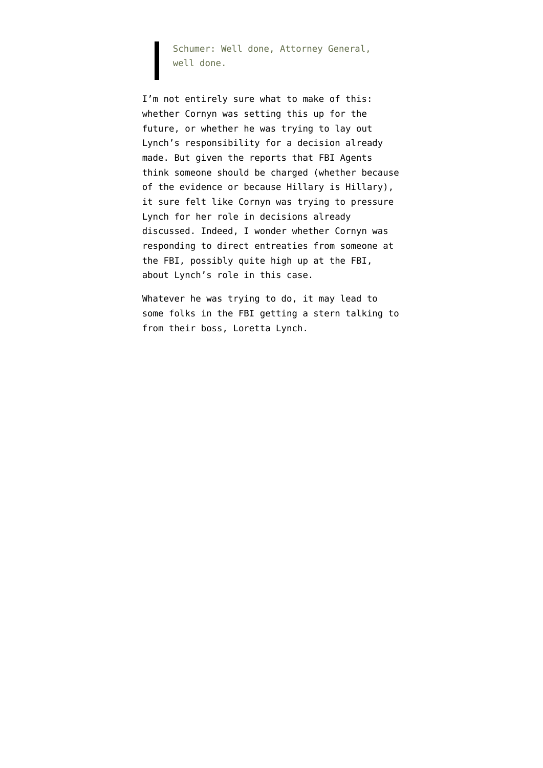> Schumer: Well done, Attorney General, well done.

I'm not entirely sure what to make of this: whether Cornyn was setting this up for the future, or whether he was trying to lay out Lynch's responsibility for a decision already made. But given the reports that FBI Agents think someone should be charged (whether because of the evidence or because Hillary is Hillary), it sure felt like Cornyn was trying to pressure Lynch for her role in decisions already discussed. Indeed, I wonder whether Cornyn was responding to direct entreaties from someone at the FBI, possibly quite high up at the FBI, about Lynch's role in this case.

Whatever he was trying to do, it may lead to some folks in the FBI getting a stern talking to from their boss, Loretta Lynch.